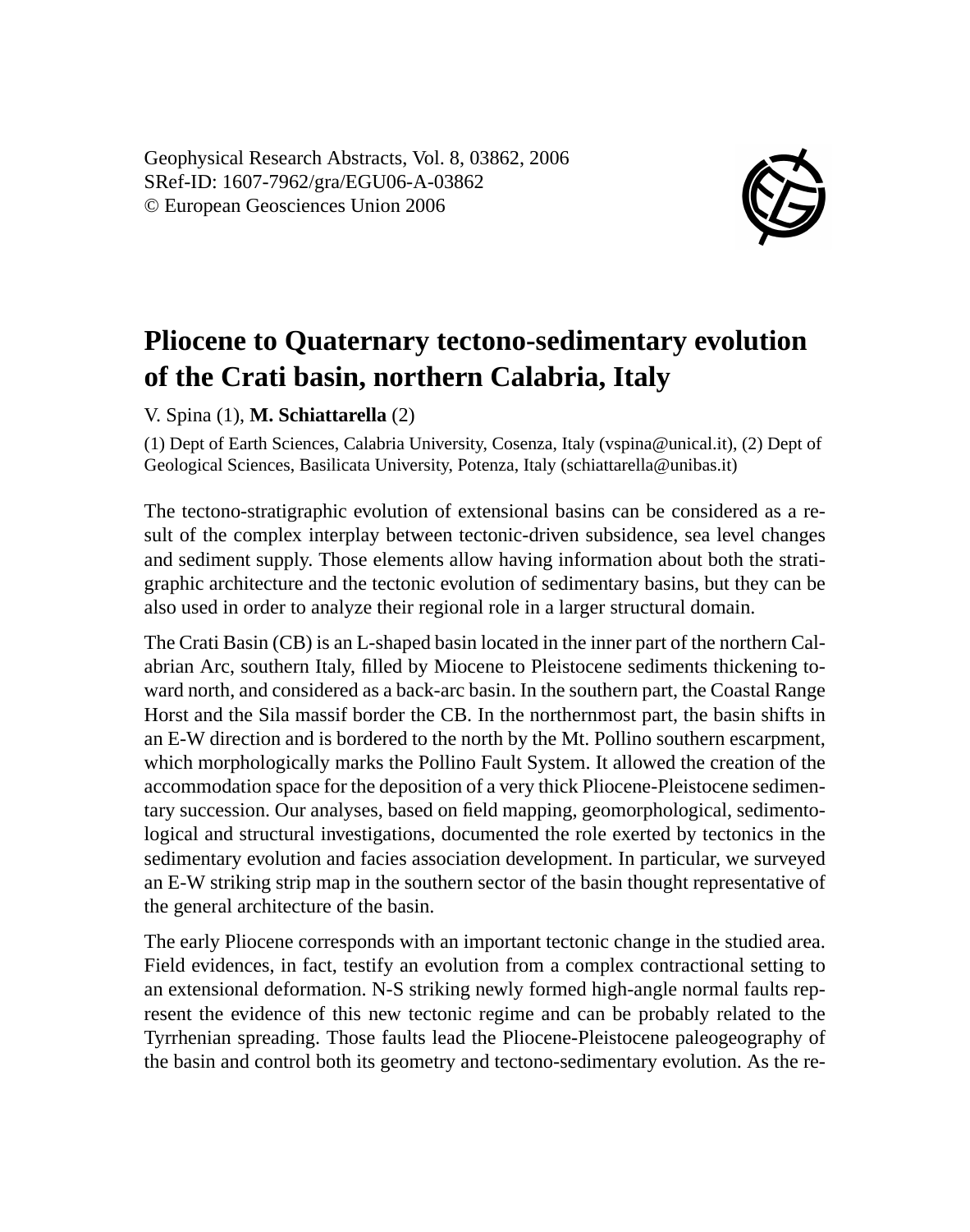# Pliocene to Quaternary tectono-sedimentary evolution of the Crati basin, northern Calabria, Italy

V. Spina (1), **M. Schiattarella** (2)

(1) Dept of Earth Sciences, Calabria University, Cosenza, Italy (vspina@unical.it), (2) Dept of Geological Sciences, Basilicata University, Potenza, Italy (schiattarella@unibas.it)

The tectono-stratigraphic evolution of extensional basins can be considered as a result of the complex interplay between tectonic-driven subsidence, sea level changes and sediment supply. Those elements allow having information about both the stratigraphic architecture and the tectonic evolution of sedimentary basins, but they can be also used in order to analyze their regional role in a larger structural domain.

The Crati Basin (CB) is an L-shaped basin located in the inner part of the northern Calabrian Arc, southern Italy, filled by Miocene to Pleistocene sediments thickening toward north, and considered as a back-arc basin. In the southern part, the Coastal Range Horst and the Sila massif border the CB. In the northernmost part, the basin shifts in an E-W direction and is bordered to the north by the Mt. Pollino southern escarpment, which morphologically marks the Pollino Fault System. It allowed the creation of the accommodation space for the deposition of a very thick Pliocene-Pleistocene sedimentary succession. Our analyses, based on field mapping, geomorphological, sedimentological and structural investigations, documented the role exerted by tectonics in the sedimentary evolution and facies association development. In particular, we surveyed an E-W striking strip map in the southern sector of the basin thought representative of the general architecture of the basin.

The early Pliocene corresponds with an important tectonic change in the studied area. Field evidences, in fact, testify an evolution from a complex contractional setting to an extensional deformation. N-S striking newly formed high-angle normal faults represent the evidence of this new tectonic regime and can be probably related to the Tyrrhenian spreading. Those faults lead the Pliocene-Pleistocene paleogeography of the basin and control both its geometry and tectono-sedimentary evolution. As the re-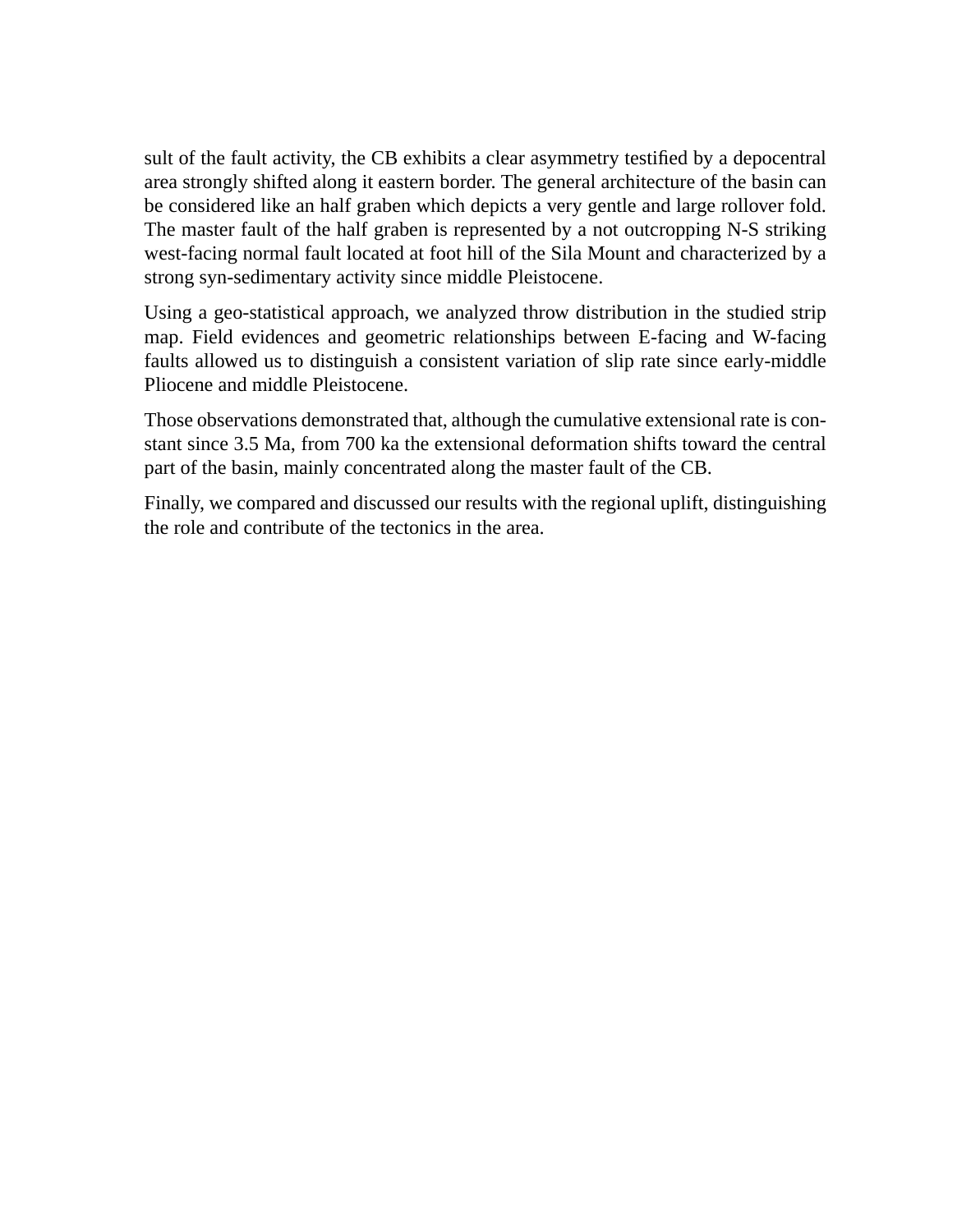sult of the fault activity, the CB exhibits a clear asymmetry testified by a depocentral area strongly shifted along it eastern border. The general architecture of the basin can be considered like an half graben which depicts a very gentle and large rollover fold. The master fault of the half graben is represented by a not outcropping N-S striking west-facing normal fault located at foot hill of the Sila Mount and characterized by a strong syn-sedimentary activity since middle Pleistocene.

Using a geo-statistical approach, we analyzed throw distribution in the studied strip map. Field evidences and geometric relationships between E-facing and W-facing faults allowed us to distinguish a consistent variation of slip rate since early-middle Pliocene and middle Pleistocene.

Those observations demonstrated that, although the cumulative extensional rate is constant since 3.5 Ma, from 700 ka the extensional deformation shifts toward the central part of the basin, mainly concentrated along the master fault of the CB.

Finally, we compared and discussed our results with the regional uplift, distinguishing the role and contribute of the tectonics in the area.